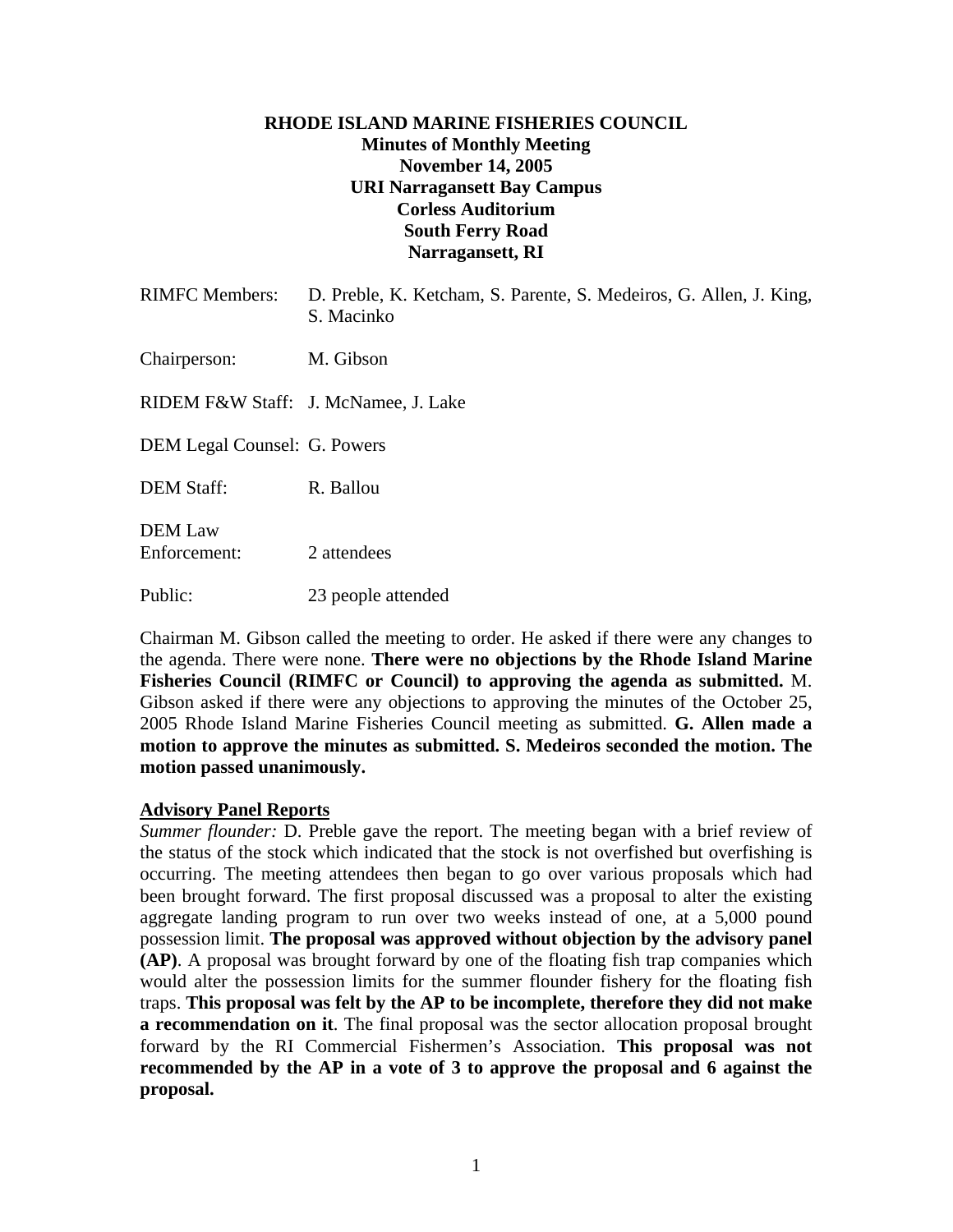**RHODE ISLAND MARINE FISHERIES COUNCIL**
**Minutes of Monthly Meeting**
**November 14, 2005**
**URI Narragansett Bay Campus**
**Corless Auditorium**
**South Ferry Road**
**Narragansett, RI**

| | |
|---|---|
| RIMFC Members: | D. Preble, K. Ketcham, S. Parente, S. Medeiros, G. Allen, J. King, S. Macinko |
| Chairperson: | M. Gibson |
| RIDEM F&W Staff: | J. McNamee, J. Lake |
| DEM Legal Counsel: | G. Powers |
| DEM Staff: | R. Ballou |
| DEM Law Enforcement: | 2 attendees |
| Public: | 23 people attended |

Chairman M. Gibson called the meeting to order. He asked if there were any changes to the agenda. There were none. **There were no objections by the Rhode Island Marine Fisheries Council (RIMFC or Council) to approving the agenda as submitted.** M. Gibson asked if there were any objections to approving the minutes of the October 25, 2005 Rhode Island Marine Fisheries Council meeting as submitted. **G. Allen made a motion to approve the minutes as submitted. S. Medeiros seconded the motion. The motion passed unanimously.**

**Advisory Panel Reports**

*Summer flounder:* D. Preble gave the report. The meeting began with a brief review of the status of the stock which indicated that the stock is not overfished but overfishing is occurring. The meeting attendees then began to go over various proposals which had been brought forward. The first proposal discussed was a proposal to alter the existing aggregate landing program to run over two weeks instead of one, at a 5,000 pound possession limit. **The proposal was approved without objection by the advisory panel (AP)**. A proposal was brought forward by one of the floating fish trap companies which would alter the possession limits for the summer flounder fishery for the floating fish traps. **This proposal was felt by the AP to be incomplete, therefore they did not make a recommendation on it**. The final proposal was the sector allocation proposal brought forward by the RI Commercial Fishermen's Association. **This proposal was not recommended by the AP in a vote of 3 to approve the proposal and 6 against the proposal.**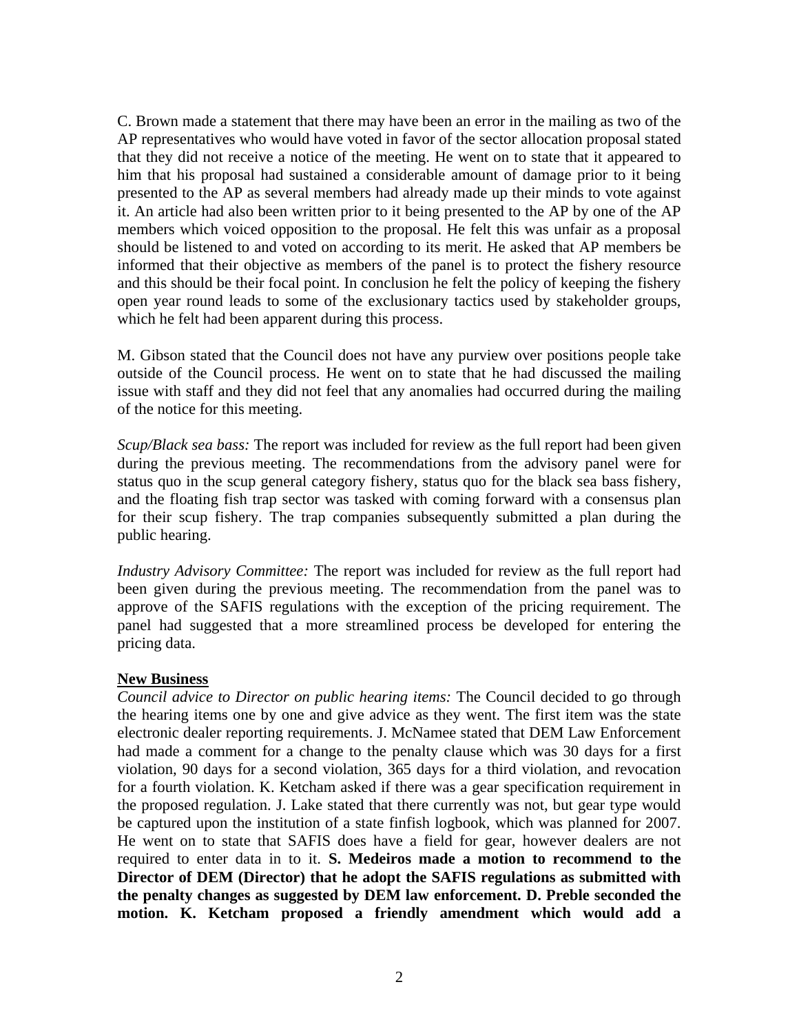C. Brown made a statement that there may have been an error in the mailing as two of the AP representatives who would have voted in favor of the sector allocation proposal stated that they did not receive a notice of the meeting. He went on to state that it appeared to him that his proposal had sustained a considerable amount of damage prior to it being presented to the AP as several members had already made up their minds to vote against it. An article had also been written prior to it being presented to the AP by one of the AP members which voiced opposition to the proposal. He felt this was unfair as a proposal should be listened to and voted on according to its merit. He asked that AP members be informed that their objective as members of the panel is to protect the fishery resource and this should be their focal point. In conclusion he felt the policy of keeping the fishery open year round leads to some of the exclusionary tactics used by stakeholder groups, which he felt had been apparent during this process.

M. Gibson stated that the Council does not have any purview over positions people take outside of the Council process. He went on to state that he had discussed the mailing issue with staff and they did not feel that any anomalies had occurred during the mailing of the notice for this meeting.

*Scup/Black sea bass:* The report was included for review as the full report had been given during the previous meeting. The recommendations from the advisory panel were for status quo in the scup general category fishery, status quo for the black sea bass fishery, and the floating fish trap sector was tasked with coming forward with a consensus plan for their scup fishery. The trap companies subsequently submitted a plan during the public hearing.

*Industry Advisory Committee:* The report was included for review as the full report had been given during the previous meeting. The recommendation from the panel was to approve of the SAFIS regulations with the exception of the pricing requirement. The panel had suggested that a more streamlined process be developed for entering the pricing data.

## New Business

*Council advice to Director on public hearing items:* The Council decided to go through the hearing items one by one and give advice as they went. The first item was the state electronic dealer reporting requirements. J. McNamee stated that DEM Law Enforcement had made a comment for a change to the penalty clause which was 30 days for a first violation, 90 days for a second violation, 365 days for a third violation, and revocation for a fourth violation. K. Ketcham asked if there was a gear specification requirement in the proposed regulation. J. Lake stated that there currently was not, but gear type would be captured upon the institution of a state finfish logbook, which was planned for 2007. He went on to state that SAFIS does have a field for gear, however dealers are not required to enter data in to it. **S. Medeiros made a motion to recommend to the Director of DEM (Director) that he adopt the SAFIS regulations as submitted with the penalty changes as suggested by DEM law enforcement. D. Preble seconded the motion. K. Ketcham proposed a friendly amendment which would add a**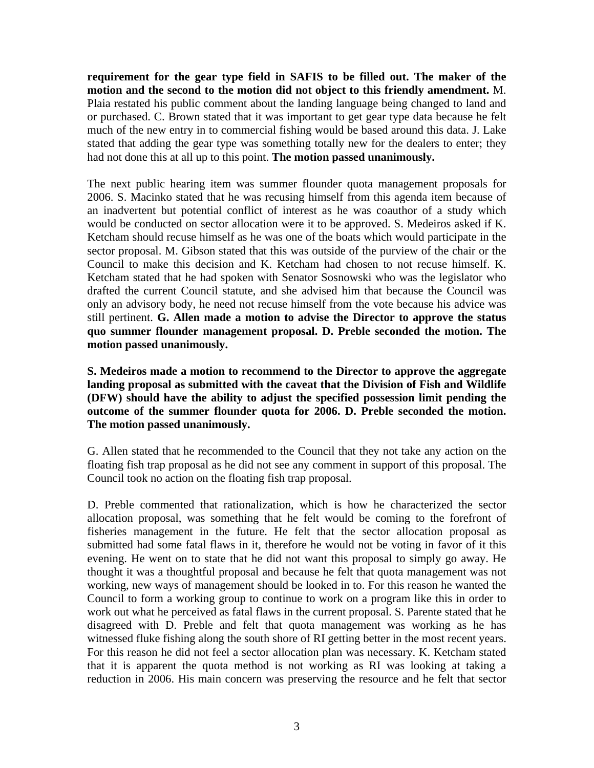**requirement for the gear type field in SAFIS to be filled out. The maker of the motion and the second to the motion did not object to this friendly amendment.** M. Plaia restated his public comment about the landing language being changed to land and or purchased. C. Brown stated that it was important to get gear type data because he felt much of the new entry in to commercial fishing would be based around this data. J. Lake stated that adding the gear type was something totally new for the dealers to enter; they had not done this at all up to this point. **The motion passed unanimously.**

The next public hearing item was summer flounder quota management proposals for 2006. S. Macinko stated that he was recusing himself from this agenda item because of an inadvertent but potential conflict of interest as he was coauthor of a study which would be conducted on sector allocation were it to be approved. S. Medeiros asked if K. Ketcham should recuse himself as he was one of the boats which would participate in the sector proposal. M. Gibson stated that this was outside of the purview of the chair or the Council to make this decision and K. Ketcham had chosen to not recuse himself. K. Ketcham stated that he had spoken with Senator Sosnowski who was the legislator who drafted the current Council statute, and she advised him that because the Council was only an advisory body, he need not recuse himself from the vote because his advice was still pertinent. **G. Allen made a motion to advise the Director to approve the status quo summer flounder management proposal. D. Preble seconded the motion. The motion passed unanimously.**

**S. Medeiros made a motion to recommend to the Director to approve the aggregate landing proposal as submitted with the caveat that the Division of Fish and Wildlife (DFW) should have the ability to adjust the specified possession limit pending the outcome of the summer flounder quota for 2006. D. Preble seconded the motion. The motion passed unanimously.**

G. Allen stated that he recommended to the Council that they not take any action on the floating fish trap proposal as he did not see any comment in support of this proposal. The Council took no action on the floating fish trap proposal.

D. Preble commented that rationalization, which is how he characterized the sector allocation proposal, was something that he felt would be coming to the forefront of fisheries management in the future. He felt that the sector allocation proposal as submitted had some fatal flaws in it, therefore he would not be voting in favor of it this evening. He went on to state that he did not want this proposal to simply go away. He thought it was a thoughtful proposal and because he felt that quota management was not working, new ways of management should be looked in to. For this reason he wanted the Council to form a working group to continue to work on a program like this in order to work out what he perceived as fatal flaws in the current proposal. S. Parente stated that he disagreed with D. Preble and felt that quota management was working as he has witnessed fluke fishing along the south shore of RI getting better in the most recent years. For this reason he did not feel a sector allocation plan was necessary. K. Ketcham stated that it is apparent the quota method is not working as RI was looking at taking a reduction in 2006. His main concern was preserving the resource and he felt that sector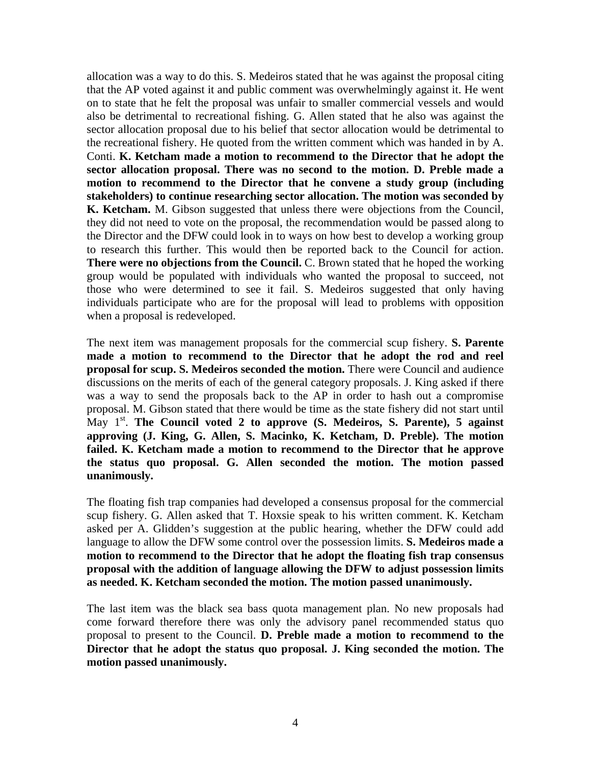allocation was a way to do this. S. Medeiros stated that he was against the proposal citing that the AP voted against it and public comment was overwhelmingly against it. He went on to state that he felt the proposal was unfair to smaller commercial vessels and would also be detrimental to recreational fishing. G. Allen stated that he also was against the sector allocation proposal due to his belief that sector allocation would be detrimental to the recreational fishery. He quoted from the written comment which was handed in by A. Conti. **K. Ketcham made a motion to recommend to the Director that he adopt the sector allocation proposal. There was no second to the motion. D. Preble made a motion to recommend to the Director that he convene a study group (including stakeholders) to continue researching sector allocation. The motion was seconded by K. Ketcham.** M. Gibson suggested that unless there were objections from the Council, they did not need to vote on the proposal, the recommendation would be passed along to the Director and the DFW could look in to ways on how best to develop a working group to research this further. This would then be reported back to the Council for action. **There were no objections from the Council.** C. Brown stated that he hoped the working group would be populated with individuals who wanted the proposal to succeed, not those who were determined to see it fail. S. Medeiros suggested that only having individuals participate who are for the proposal will lead to problems with opposition when a proposal is redeveloped.

The next item was management proposals for the commercial scup fishery. **S. Parente made a motion to recommend to the Director that he adopt the rod and reel proposal for scup. S. Medeiros seconded the motion.** There were Council and audience discussions on the merits of each of the general category proposals. J. King asked if there was a way to send the proposals back to the AP in order to hash out a compromise proposal. M. Gibson stated that there would be time as the state fishery did not start until May 1st. **The Council voted 2 to approve (S. Medeiros, S. Parente), 5 against approving (J. King, G. Allen, S. Macinko, K. Ketcham, D. Preble). The motion failed. K. Ketcham made a motion to recommend to the Director that he approve the status quo proposal. G. Allen seconded the motion. The motion passed unanimously.**

The floating fish trap companies had developed a consensus proposal for the commercial scup fishery. G. Allen asked that T. Hoxsie speak to his written comment. K. Ketcham asked per A. Glidden's suggestion at the public hearing, whether the DFW could add language to allow the DFW some control over the possession limits. **S. Medeiros made a motion to recommend to the Director that he adopt the floating fish trap consensus proposal with the addition of language allowing the DFW to adjust possession limits as needed. K. Ketcham seconded the motion. The motion passed unanimously.**

The last item was the black sea bass quota management plan. No new proposals had come forward therefore there was only the advisory panel recommended status quo proposal to present to the Council. **D. Preble made a motion to recommend to the Director that he adopt the status quo proposal. J. King seconded the motion. The motion passed unanimously.**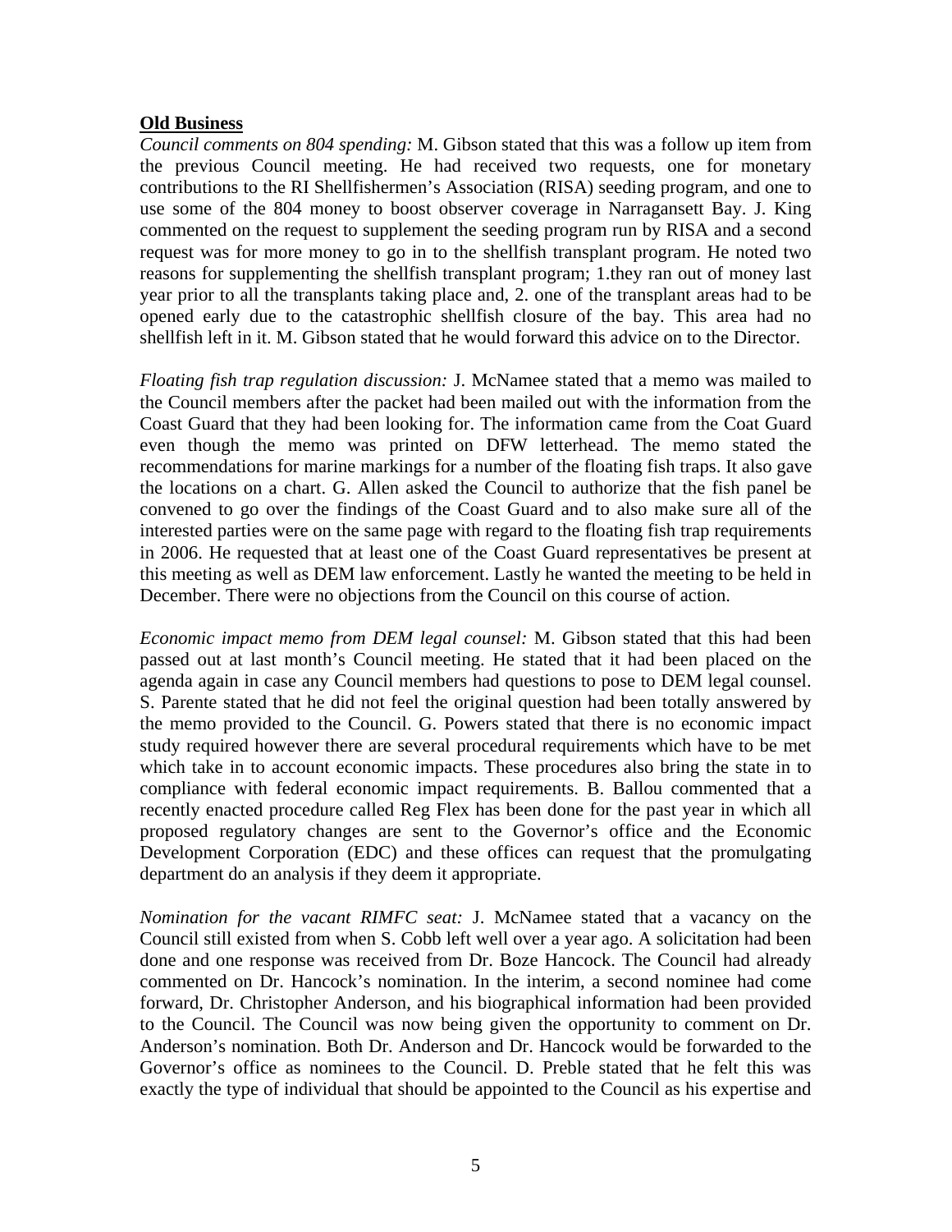**Old Business**

*Council comments on 804 spending:* M. Gibson stated that this was a follow up item from the previous Council meeting. He had received two requests, one for monetary contributions to the RI Shellfishermen's Association (RISA) seeding program, and one to use some of the 804 money to boost observer coverage in Narragansett Bay. J. King commented on the request to supplement the seeding program run by RISA and a second request was for more money to go in to the shellfish transplant program. He noted two reasons for supplementing the shellfish transplant program; 1.they ran out of money last year prior to all the transplants taking place and, 2. one of the transplant areas had to be opened early due to the catastrophic shellfish closure of the bay. This area had no shellfish left in it. M. Gibson stated that he would forward this advice on to the Director.

*Floating fish trap regulation discussion:* J. McNamee stated that a memo was mailed to the Council members after the packet had been mailed out with the information from the Coast Guard that they had been looking for. The information came from the Coat Guard even though the memo was printed on DFW letterhead. The memo stated the recommendations for marine markings for a number of the floating fish traps. It also gave the locations on a chart. G. Allen asked the Council to authorize that the fish panel be convened to go over the findings of the Coast Guard and to also make sure all of the interested parties were on the same page with regard to the floating fish trap requirements in 2006. He requested that at least one of the Coast Guard representatives be present at this meeting as well as DEM law enforcement. Lastly he wanted the meeting to be held in December. There were no objections from the Council on this course of action.

*Economic impact memo from DEM legal counsel:* M. Gibson stated that this had been passed out at last month's Council meeting. He stated that it had been placed on the agenda again in case any Council members had questions to pose to DEM legal counsel. S. Parente stated that he did not feel the original question had been totally answered by the memo provided to the Council. G. Powers stated that there is no economic impact study required however there are several procedural requirements which have to be met which take in to account economic impacts. These procedures also bring the state in to compliance with federal economic impact requirements. B. Ballou commented that a recently enacted procedure called Reg Flex has been done for the past year in which all proposed regulatory changes are sent to the Governor's office and the Economic Development Corporation (EDC) and these offices can request that the promulgating department do an analysis if they deem it appropriate.

*Nomination for the vacant RIMFC seat:* J. McNamee stated that a vacancy on the Council still existed from when S. Cobb left well over a year ago. A solicitation had been done and one response was received from Dr. Boze Hancock. The Council had already commented on Dr. Hancock's nomination. In the interim, a second nominee had come forward, Dr. Christopher Anderson, and his biographical information had been provided to the Council. The Council was now being given the opportunity to comment on Dr. Anderson's nomination. Both Dr. Anderson and Dr. Hancock would be forwarded to the Governor's office as nominees to the Council. D. Preble stated that he felt this was exactly the type of individual that should be appointed to the Council as his expertise and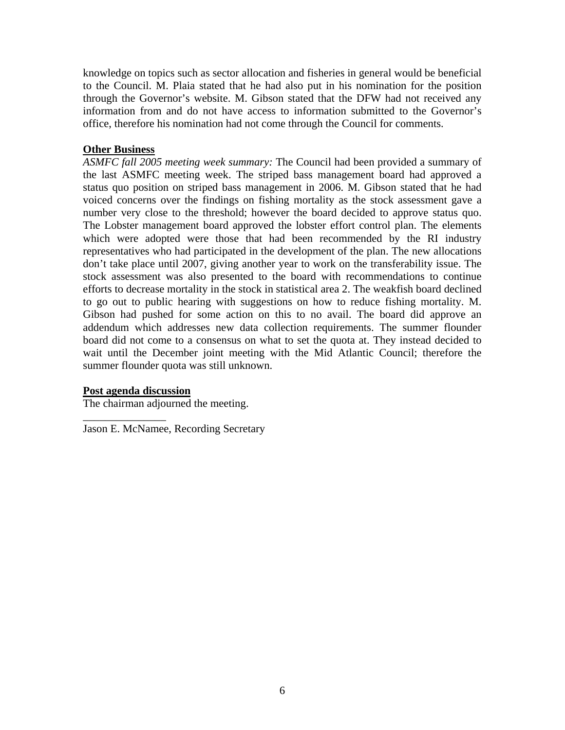knowledge on topics such as sector allocation and fisheries in general would be beneficial to the Council. M. Plaia stated that he had also put in his nomination for the position through the Governor's website. M. Gibson stated that the DFW had not received any information from and do not have access to information submitted to the Governor's office, therefore his nomination had not come through the Council for comments.

**Other Business**

*ASMFC fall 2005 meeting week summary:* The Council had been provided a summary of the last ASMFC meeting week. The striped bass management board had approved a status quo position on striped bass management in 2006. M. Gibson stated that he had voiced concerns over the findings on fishing mortality as the stock assessment gave a number very close to the threshold; however the board decided to approve status quo. The Lobster management board approved the lobster effort control plan. The elements which were adopted were those that had been recommended by the RI industry representatives who had participated in the development of the plan. The new allocations don't take place until 2007, giving another year to work on the transferability issue. The stock assessment was also presented to the board with recommendations to continue efforts to decrease mortality in the stock in statistical area 2. The weakfish board declined to go out to public hearing with suggestions on how to reduce fishing mortality. M. Gibson had pushed for some action on this to no avail. The board did approve an addendum which addresses new data collection requirements. The summer flounder board did not come to a consensus on what to set the quota at. They instead decided to wait until the December joint meeting with the Mid Atlantic Council; therefore the summer flounder quota was still unknown.

**Post agenda discussion**

The chairman adjourned the meeting.

\_\_\_\_\_\_\_\_\_\_\_\_\_\_\_

Jason E. McNamee, Recording Secretary